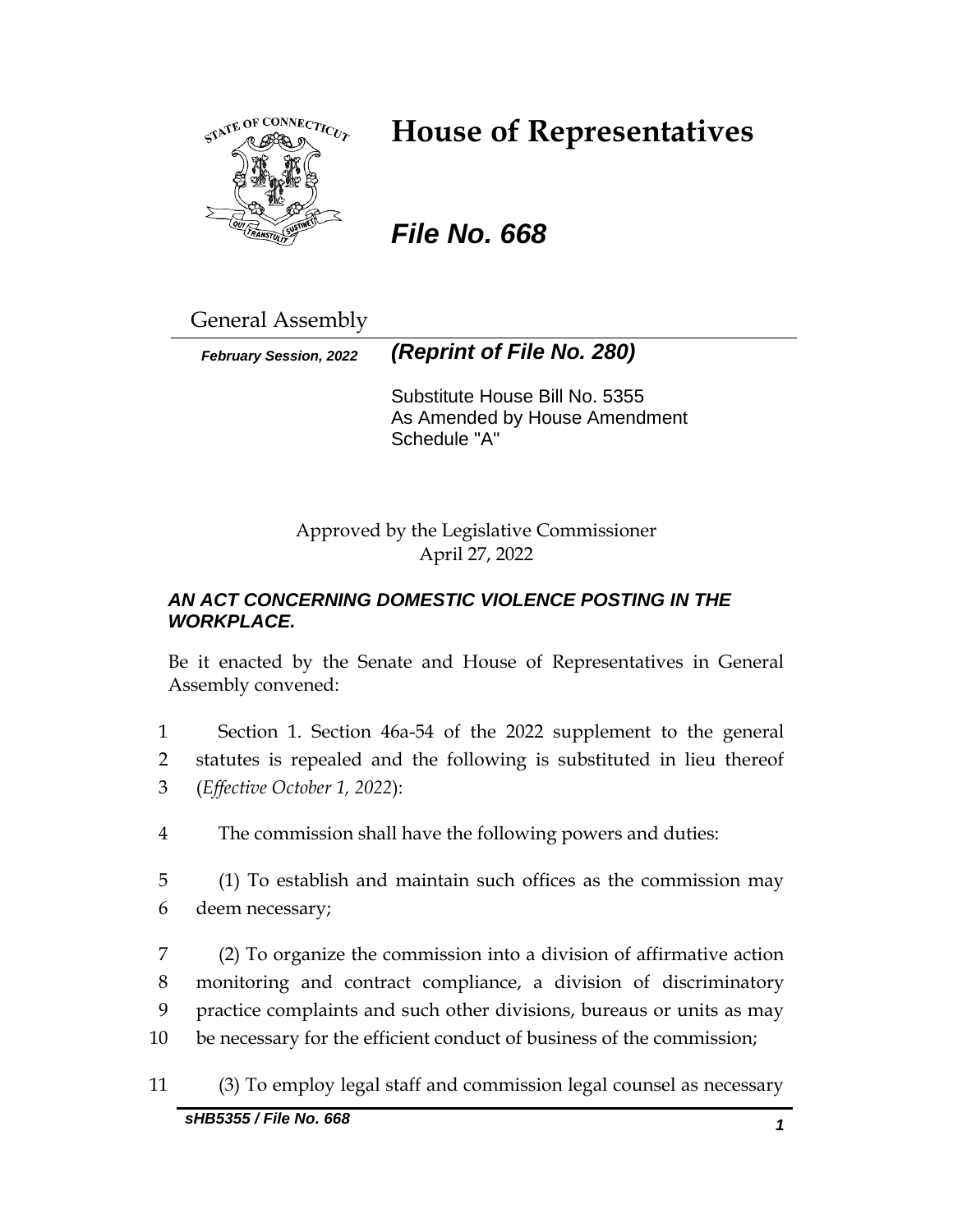# House of Representatives

## *File No. 668*

General Assembly

***February Session, 2022*** ***(Reprint of File No. 280)***

Substitute House Bill No. 5355
As Amended by House Amendment
Schedule "A"

Approved by the Legislative Commissioner
April 27, 2022

***AN ACT CONCERNING DOMESTIC VIOLENCE POSTING IN THE WORKPLACE.***

Be it enacted by the Senate and House of Representatives in General Assembly convened:

1 Section 1. Section 46a-54 of the 2022 supplement to the general
2 statutes is repealed and the following is substituted in lieu thereof
3 (*Effective October 1, 2022*):

4 The commission shall have the following powers and duties:

5 (1) To establish and maintain such offices as the commission may
6 deem necessary;

7 (2) To organize the commission into a division of affirmative action
8 monitoring and contract compliance, a division of discriminatory
9 practice complaints and such other divisions, bureaus or units as may
10 be necessary for the efficient conduct of business of the commission;

11 (3) To employ legal staff and commission legal counsel as necessary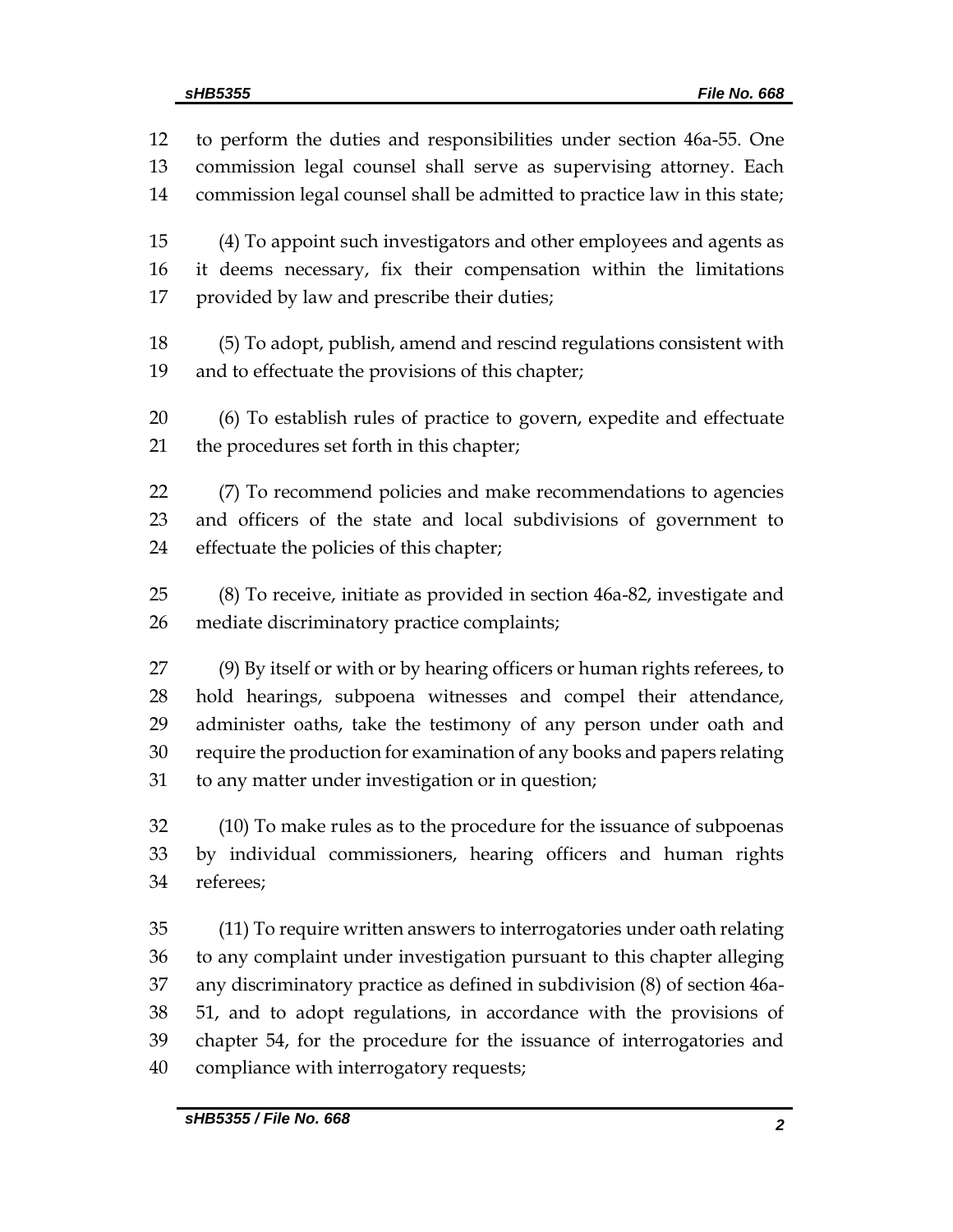to perform the duties and responsibilities under section 46a-55. One commission legal counsel shall serve as supervising attorney. Each commission legal counsel shall be admitted to practice law in this state;

(4) To appoint such investigators and other employees and agents as it deems necessary, fix their compensation within the limitations provided by law and prescribe their duties;

(5) To adopt, publish, amend and rescind regulations consistent with and to effectuate the provisions of this chapter;

(6) To establish rules of practice to govern, expedite and effectuate the procedures set forth in this chapter;

(7) To recommend policies and make recommendations to agencies and officers of the state and local subdivisions of government to effectuate the policies of this chapter;

(8) To receive, initiate as provided in section 46a-82, investigate and mediate discriminatory practice complaints;

(9) By itself or with or by hearing officers or human rights referees, to hold hearings, subpoena witnesses and compel their attendance, administer oaths, take the testimony of any person under oath and require the production for examination of any books and papers relating to any matter under investigation or in question;

(10) To make rules as to the procedure for the issuance of subpoenas by individual commissioners, hearing officers and human rights referees;

(11) To require written answers to interrogatories under oath relating to any complaint under investigation pursuant to this chapter alleging any discriminatory practice as defined in subdivision (8) of section 46a-51, and to adopt regulations, in accordance with the provisions of chapter 54, for the procedure for the issuance of interrogatories and compliance with interrogatory requests;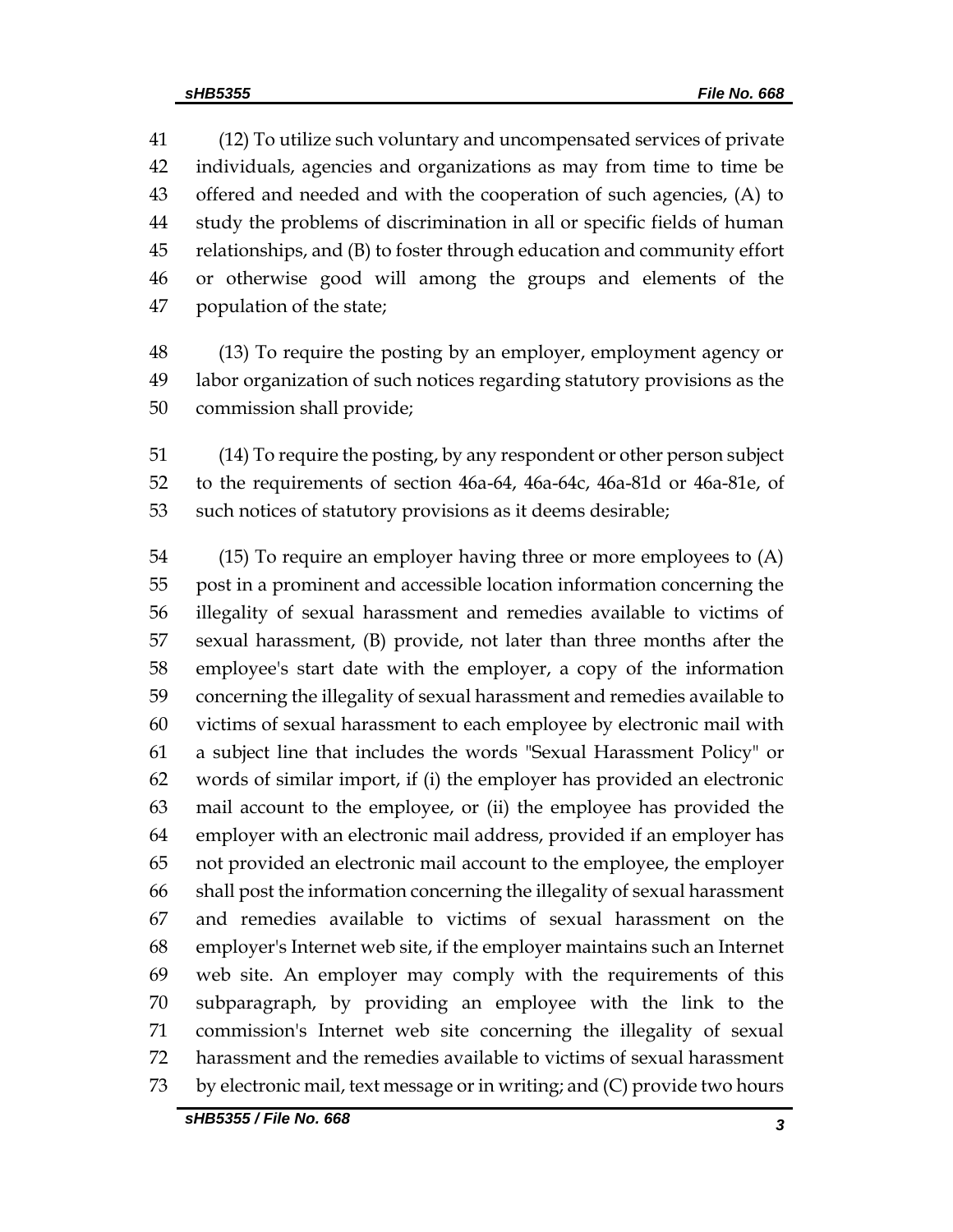(12) To utilize such voluntary and uncompensated services of private individuals, agencies and organizations as may from time to time be offered and needed and with the cooperation of such agencies, (A) to study the problems of discrimination in all or specific fields of human relationships, and (B) to foster through education and community effort or otherwise good will among the groups and elements of the population of the state;

(13) To require the posting by an employer, employment agency or labor organization of such notices regarding statutory provisions as the commission shall provide;

(14) To require the posting, by any respondent or other person subject to the requirements of section 46a-64, 46a-64c, 46a-81d or 46a-81e, of such notices of statutory provisions as it deems desirable;

(15) To require an employer having three or more employees to (A) post in a prominent and accessible location information concerning the illegality of sexual harassment and remedies available to victims of sexual harassment, (B) provide, not later than three months after the employee's start date with the employer, a copy of the information concerning the illegality of sexual harassment and remedies available to victims of sexual harassment to each employee by electronic mail with a subject line that includes the words "Sexual Harassment Policy" or words of similar import, if (i) the employer has provided an electronic mail account to the employee, or (ii) the employee has provided the employer with an electronic mail address, provided if an employer has not provided an electronic mail account to the employee, the employer shall post the information concerning the illegality of sexual harassment and remedies available to victims of sexual harassment on the employer's Internet web site, if the employer maintains such an Internet web site. An employer may comply with the requirements of this subparagraph, by providing an employee with the link to the commission's Internet web site concerning the illegality of sexual harassment and the remedies available to victims of sexual harassment by electronic mail, text message or in writing; and (C) provide two hours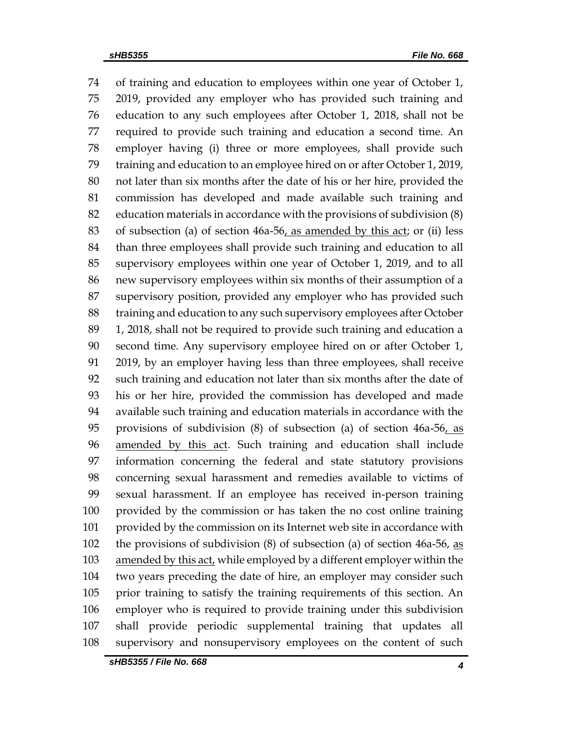of training and education to employees within one year of October 1, 2019, provided any employer who has provided such training and education to any such employees after October 1, 2018, shall not be required to provide such training and education a second time. An employer having (i) three or more employees, shall provide such training and education to an employee hired on or after October 1, 2019, not later than six months after the date of his or her hire, provided the commission has developed and made available such training and education materials in accordance with the provisions of subdivision (8) of subsection (a) of section 46a-56, as amended by this act; or (ii) less than three employees shall provide such training and education to all supervisory employees within one year of October 1, 2019, and to all new supervisory employees within six months of their assumption of a supervisory position, provided any employer who has provided such training and education to any such supervisory employees after October 1, 2018, shall not be required to provide such training and education a second time. Any supervisory employee hired on or after October 1, 2019, by an employer having less than three employees, shall receive such training and education not later than six months after the date of his or her hire, provided the commission has developed and made available such training and education materials in accordance with the provisions of subdivision (8) of subsection (a) of section 46a-56, as amended by this act. Such training and education shall include information concerning the federal and state statutory provisions concerning sexual harassment and remedies available to victims of sexual harassment. If an employee has received in-person training provided by the commission or has taken the no cost online training provided by the commission on its Internet web site in accordance with the provisions of subdivision (8) of subsection (a) of section 46a-56, as amended by this act, while employed by a different employer within the two years preceding the date of hire, an employer may consider such prior training to satisfy the training requirements of this section. An employer who is required to provide training under this subdivision shall provide periodic supplemental training that updates all supervisory and nonsupervisory employees on the content of such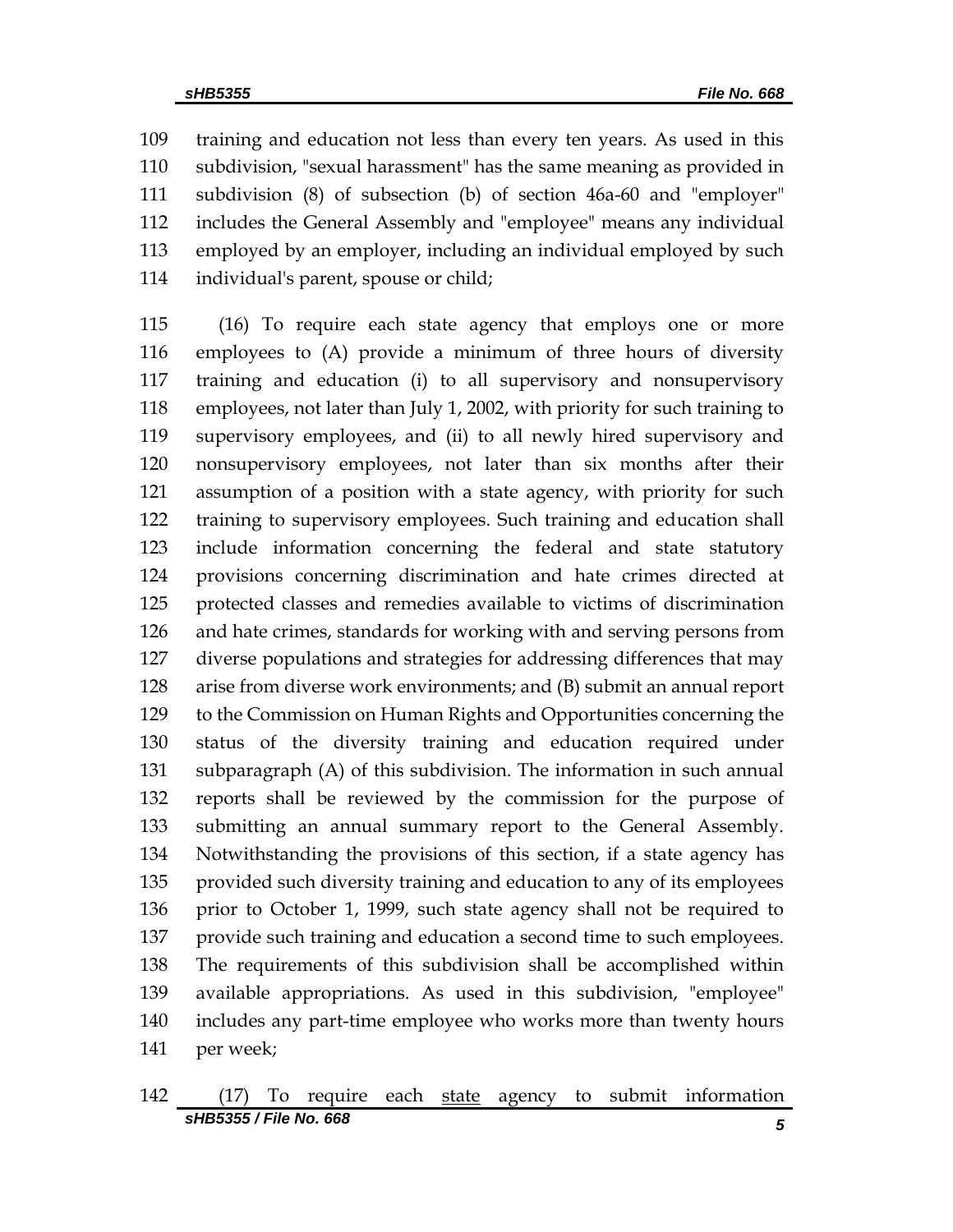training and education not less than every ten years. As used in this subdivision, "sexual harassment" has the same meaning as provided in subdivision (8) of subsection (b) of section 46a-60 and "employer" includes the General Assembly and "employee" means any individual employed by an employer, including an individual employed by such individual's parent, spouse or child;

(16) To require each state agency that employs one or more employees to (A) provide a minimum of three hours of diversity training and education (i) to all supervisory and nonsupervisory employees, not later than July 1, 2002, with priority for such training to supervisory employees, and (ii) to all newly hired supervisory and nonsupervisory employees, not later than six months after their assumption of a position with a state agency, with priority for such training to supervisory employees. Such training and education shall include information concerning the federal and state statutory provisions concerning discrimination and hate crimes directed at protected classes and remedies available to victims of discrimination and hate crimes, standards for working with and serving persons from diverse populations and strategies for addressing differences that may arise from diverse work environments; and (B) submit an annual report to the Commission on Human Rights and Opportunities concerning the status of the diversity training and education required under subparagraph (A) of this subdivision. The information in such annual reports shall be reviewed by the commission for the purpose of submitting an annual summary report to the General Assembly. Notwithstanding the provisions of this section, if a state agency has provided such diversity training and education to any of its employees prior to October 1, 1999, such state agency shall not be required to provide such training and education a second time to such employees. The requirements of this subdivision shall be accomplished within available appropriations. As used in this subdivision, "employee" includes any part-time employee who works more than twenty hours per week;

(17) To require each <u>state</u> agency to submit information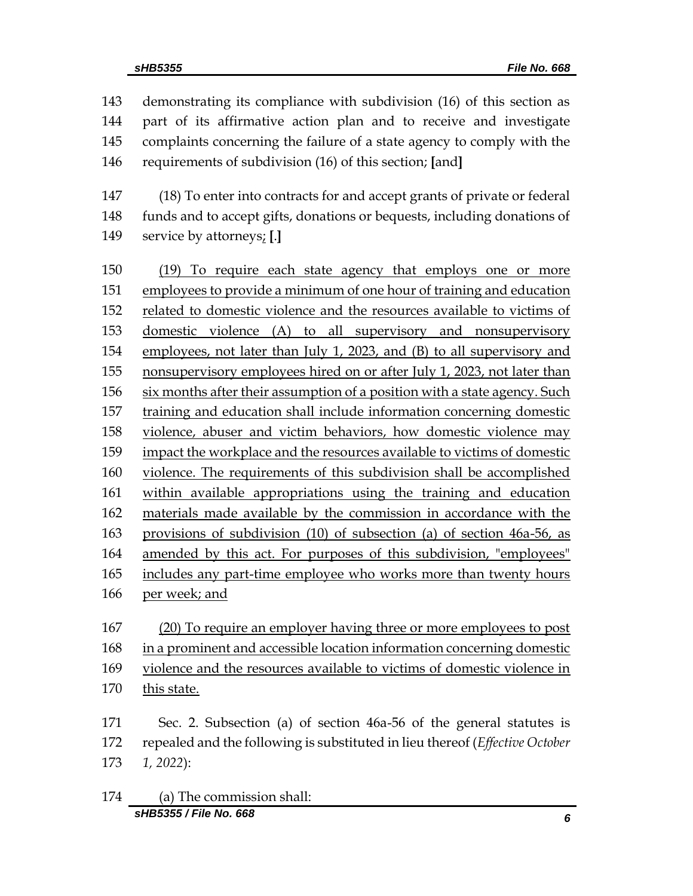demonstrating its compliance with subdivision (16) of this section as part of its affirmative action plan and to receive and investigate complaints concerning the failure of a state agency to comply with the requirements of subdivision (16) of this section; **[**and**]**

(18) To enter into contracts for and accept grants of private or federal funds and to accept gifts, donations or bequests, including donations of service by attorneys<u>;</u> **[**.**]**

<u>(19) To require each state agency that employs one or more employees to provide a minimum of one hour of training and education related to domestic violence and the resources available to victims of domestic violence (A) to all supervisory and nonsupervisory employees, not later than July 1, 2023, and (B) to all supervisory and nonsupervisory employees hired on or after July 1, 2023, not later than six months after their assumption of a position with a state agency. Such training and education shall include information concerning domestic violence, abuser and victim behaviors, how domestic violence may impact the workplace and the resources available to victims of domestic violence. The requirements of this subdivision shall be accomplished within available appropriations using the training and education materials made available by the commission in accordance with the provisions of subdivision (10) of subsection (a) of section 46a-56, as amended by this act. For purposes of this subdivision, "employees" includes any part-time employee who works more than twenty hours per week; and</u>

<u>(20) To require an employer having three or more employees to post in a prominent and accessible location information concerning domestic violence and the resources available to victims of domestic violence in this state.</u>

Sec. 2. Subsection (a) of section 46a-56 of the general statutes is repealed and the following is substituted in lieu thereof (*Effective October 1, 2022*):

(a) The commission shall: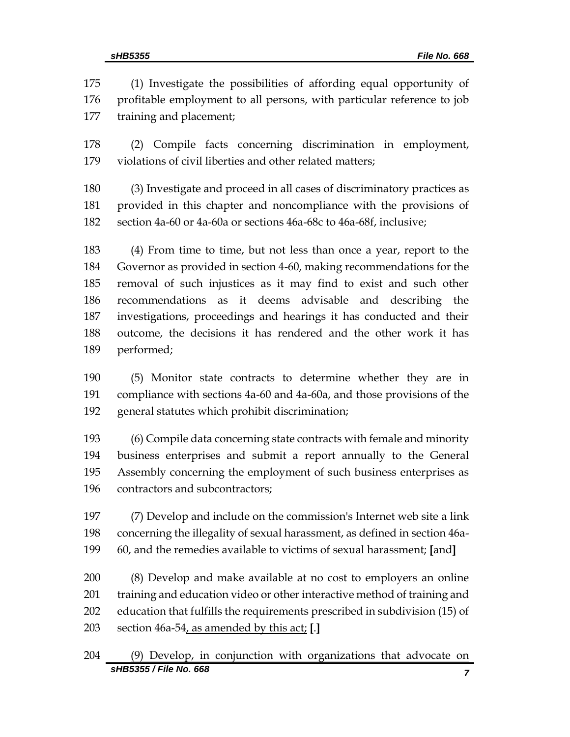(1) Investigate the possibilities of affording equal opportunity of profitable employment to all persons, with particular reference to job training and placement;

(2) Compile facts concerning discrimination in employment, violations of civil liberties and other related matters;

(3) Investigate and proceed in all cases of discriminatory practices as provided in this chapter and noncompliance with the provisions of section 4a-60 or 4a-60a or sections 46a-68c to 46a-68f, inclusive;

(4) From time to time, but not less than once a year, report to the Governor as provided in section 4-60, making recommendations for the removal of such injustices as it may find to exist and such other recommendations as it deems advisable and describing the investigations, proceedings and hearings it has conducted and their outcome, the decisions it has rendered and the other work it has performed;

(5) Monitor state contracts to determine whether they are in compliance with sections 4a-60 and 4a-60a, and those provisions of the general statutes which prohibit discrimination;

(6) Compile data concerning state contracts with female and minority business enterprises and submit a report annually to the General Assembly concerning the employment of such business enterprises as contractors and subcontractors;

(7) Develop and include on the commission's Internet web site a link concerning the illegality of sexual harassment, as defined in section 46a-60, and the remedies available to victims of sexual harassment; **[**and**]**

(8) Develop and make available at no cost to employers an online training and education video or other interactive method of training and education that fulfills the requirements prescribed in subdivision (15) of section 46a-54<u>, as amended by this act;</u> **[**.**]**

<u>(9) Develop, in conjunction with organizations that advocate on</u>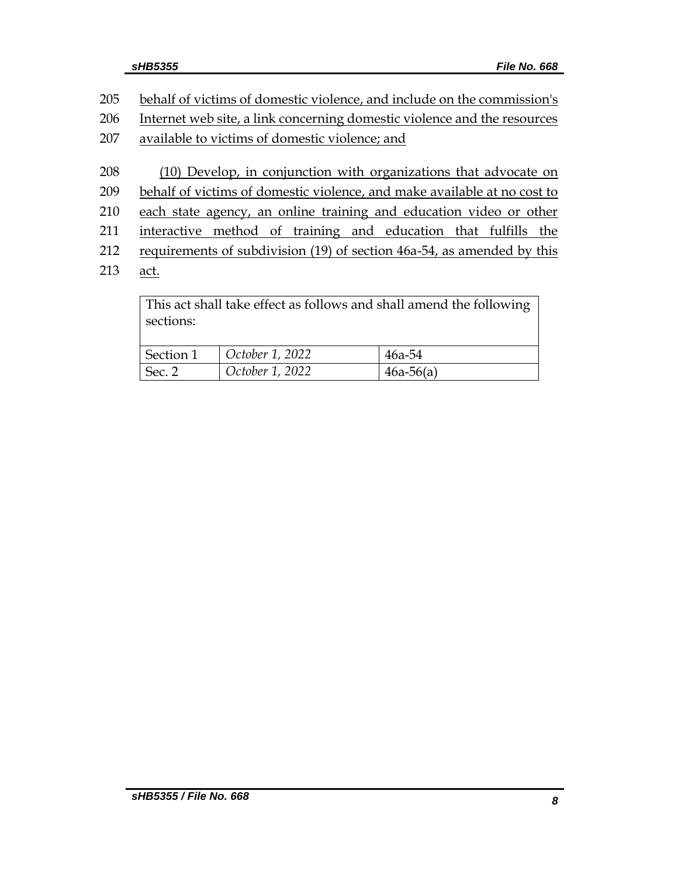205 behalf of victims of domestic violence, and include on the commission's
206 Internet web site, a link concerning domestic violence and the resources
207 available to victims of domestic violence; and

208 (10) Develop, in conjunction with organizations that advocate on
209 behalf of victims of domestic violence, and make available at no cost to
210 each state agency, an online training and education video or other
211 interactive method of training and education that fulfills the
212 requirements of subdivision (19) of section 46a-54, as amended by this
213 act.

| This act shall take effect as follows and shall amend the following sections: | | |
|---|---|---|
| Section 1 | *October 1, 2022* | 46a-54 |
| Sec. 2 | *October 1, 2022* | 46a-56(a) |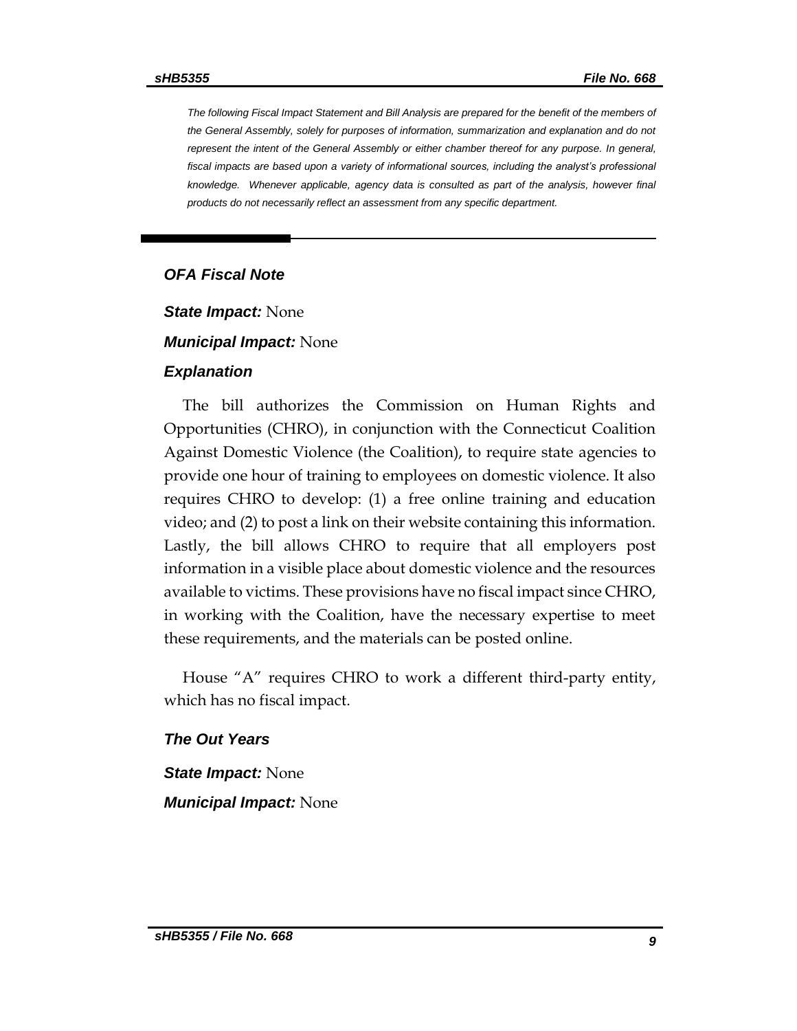*The following Fiscal Impact Statement and Bill Analysis are prepared for the benefit of the members of the General Assembly, solely for purposes of information, summarization and explanation and do not represent the intent of the General Assembly or either chamber thereof for any purpose. In general, fiscal impacts are based upon a variety of informational sources, including the analyst's professional knowledge. Whenever applicable, agency data is consulted as part of the analysis, however final products do not necessarily reflect an assessment from any specific department.*

### *OFA Fiscal Note*

***State Impact:*** None

***Municipal Impact:*** None

### *Explanation*

The bill authorizes the Commission on Human Rights and Opportunities (CHRO), in conjunction with the Connecticut Coalition Against Domestic Violence (the Coalition), to require state agencies to provide one hour of training to employees on domestic violence. It also requires CHRO to develop: (1) a free online training and education video; and (2) to post a link on their website containing this information. Lastly, the bill allows CHRO to require that all employers post information in a visible place about domestic violence and the resources available to victims. These provisions have no fiscal impact since CHRO, in working with the Coalition, have the necessary expertise to meet these requirements, and the materials can be posted online.

House "A" requires CHRO to work a different third-party entity, which has no fiscal impact.

### *The Out Years*

***State Impact:*** None

***Municipal Impact:*** None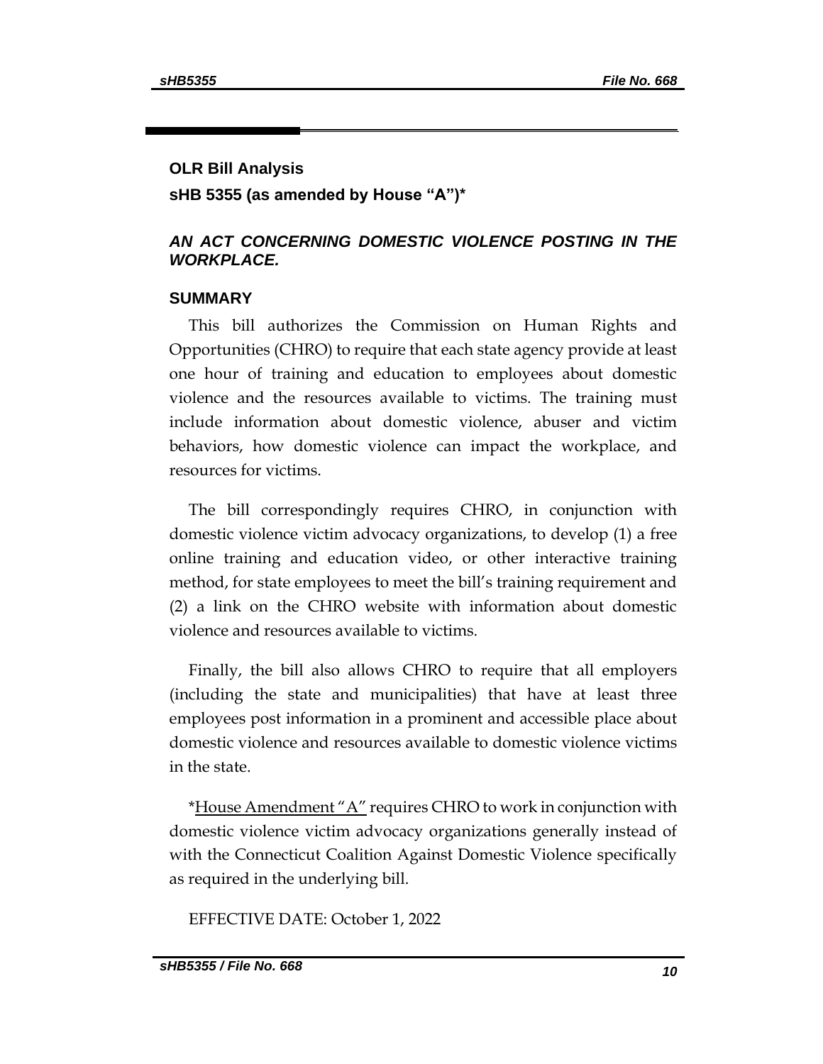## OLR Bill Analysis

### sHB 5355 (as amended by House "A")*

***AN ACT CONCERNING DOMESTIC VIOLENCE POSTING IN THE WORKPLACE.***

### SUMMARY

This bill authorizes the Commission on Human Rights and Opportunities (CHRO) to require that each state agency provide at least one hour of training and education to employees about domestic violence and the resources available to victims. The training must include information about domestic violence, abuser and victim behaviors, how domestic violence can impact the workplace, and resources for victims.

The bill correspondingly requires CHRO, in conjunction with domestic violence victim advocacy organizations, to develop (1) a free online training and education video, or other interactive training method, for state employees to meet the bill's training requirement and (2) a link on the CHRO website with information about domestic violence and resources available to victims.

Finally, the bill also allows CHRO to require that all employers (including the state and municipalities) that have at least three employees post information in a prominent and accessible place about domestic violence and resources available to domestic violence victims in the state.

*House Amendment "A" requires CHRO to work in conjunction with domestic violence victim advocacy organizations generally instead of with the Connecticut Coalition Against Domestic Violence specifically as required in the underlying bill.

EFFECTIVE DATE: October 1, 2022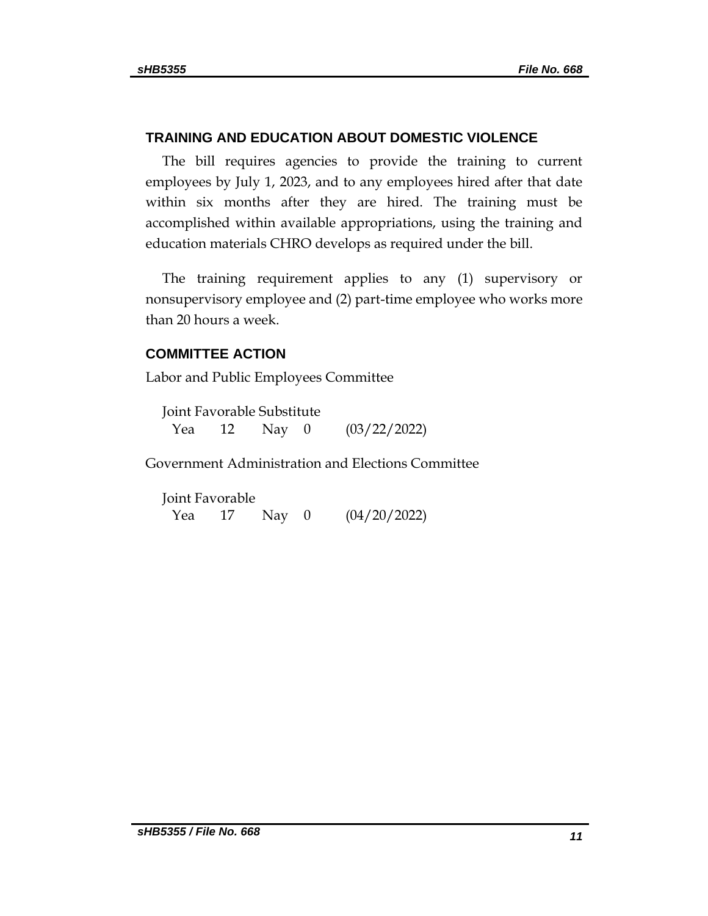## TRAINING AND EDUCATION ABOUT DOMESTIC VIOLENCE

The bill requires agencies to provide the training to current employees by July 1, 2023, and to any employees hired after that date within six months after they are hired. The training must be accomplished within available appropriations, using the training and education materials CHRO develops as required under the bill.

The training requirement applies to any (1) supervisory or nonsupervisory employee and (2) part-time employee who works more than 20 hours a week.

## COMMITTEE ACTION

Labor and Public Employees Committee

Joint Favorable Substitute
Yea 12 Nay 0 (03/22/2022)

Government Administration and Elections Committee

Joint Favorable
Yea 17 Nay 0 (04/20/2022)